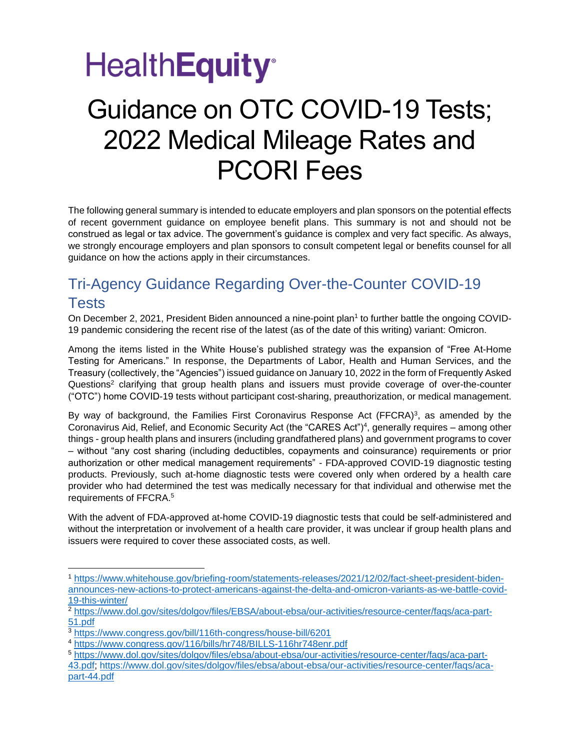HealthEquity

# Guidance on OTC COVID-19 Tests; 2022 Medical Mileage Rates and PCORI Fees

The following general summary is intended to educate employers and plan sponsors on the potential effects of recent government guidance on employee benefit plans. This summary is not and should not be construed as legal or tax advice. The government's guidance is complex and very fact specific. As always, we strongly encourage employers and plan sponsors to consult competent legal or benefits counsel for all guidance on how the actions apply in their circumstances.

## Tri-Agency Guidance Regarding Over-the-Counter COVID-19 Tests

On December 2, 2021, President Biden announced a nine-point plan[1] to further battle the ongoing COVID-19 pandemic considering the recent rise of the latest (as of the date of this writing) variant: Omicron.

Among the items listed in the White House's published strategy was the expansion of "Free At-Home Testing for Americans." In response, the Departments of Labor, Health and Human Services, and the Treasury (collectively, the "Agencies") issued guidance on January 10, 2022 in the form of Frequently Asked Questions[2] clarifying that group health plans and issuers must provide coverage of over-the-counter ("OTC") home COVID-19 tests without participant cost-sharing, preauthorization, or medical management.

By way of background, the Families First Coronavirus Response Act (FFCRA)[3], as amended by the Coronavirus Aid, Relief, and Economic Security Act (the "CARES Act")[4], generally requires – among other things - group health plans and insurers (including grandfathered plans) and government programs to cover – without "any cost sharing (including deductibles, copayments and coinsurance) requirements or prior authorization or other medical management requirements" - FDA-approved COVID-19 diagnostic testing products. Previously, such at-home diagnostic tests were covered only when ordered by a health care provider who had determined the test was medically necessary for that individual and otherwise met the requirements of FFCRA.[5]

With the advent of FDA-approved at-home COVID-19 diagnostic tests that could be self-administered and without the interpretation or involvement of a health care provider, it was unclear if group health plans and issuers were required to cover these associated costs, as well.

---

[1] https://www.whitehouse.gov/briefing-room/statements-releases/2021/12/02/fact-sheet-president-biden-announces-new-actions-to-protect-americans-against-the-delta-and-omicron-variants-as-we-battle-covid-19-this-winter/

[2] https://www.dol.gov/sites/dolgov/files/EBSA/about-ebsa/our-activities/resource-center/faqs/aca-part-51.pdf

[3] https://www.congress.gov/bill/116th-congress/house-bill/6201

[4] https://www.congress.gov/116/bills/hr748/BILLS-116hr748enr.pdf

[5] https://www.dol.gov/sites/dolgov/files/ebsa/about-ebsa/our-activities/resource-center/faqs/aca-part-43.pdf; https://www.dol.gov/sites/dolgov/files/ebsa/about-ebsa/our-activities/resource-center/faqs/aca-part-44.pdf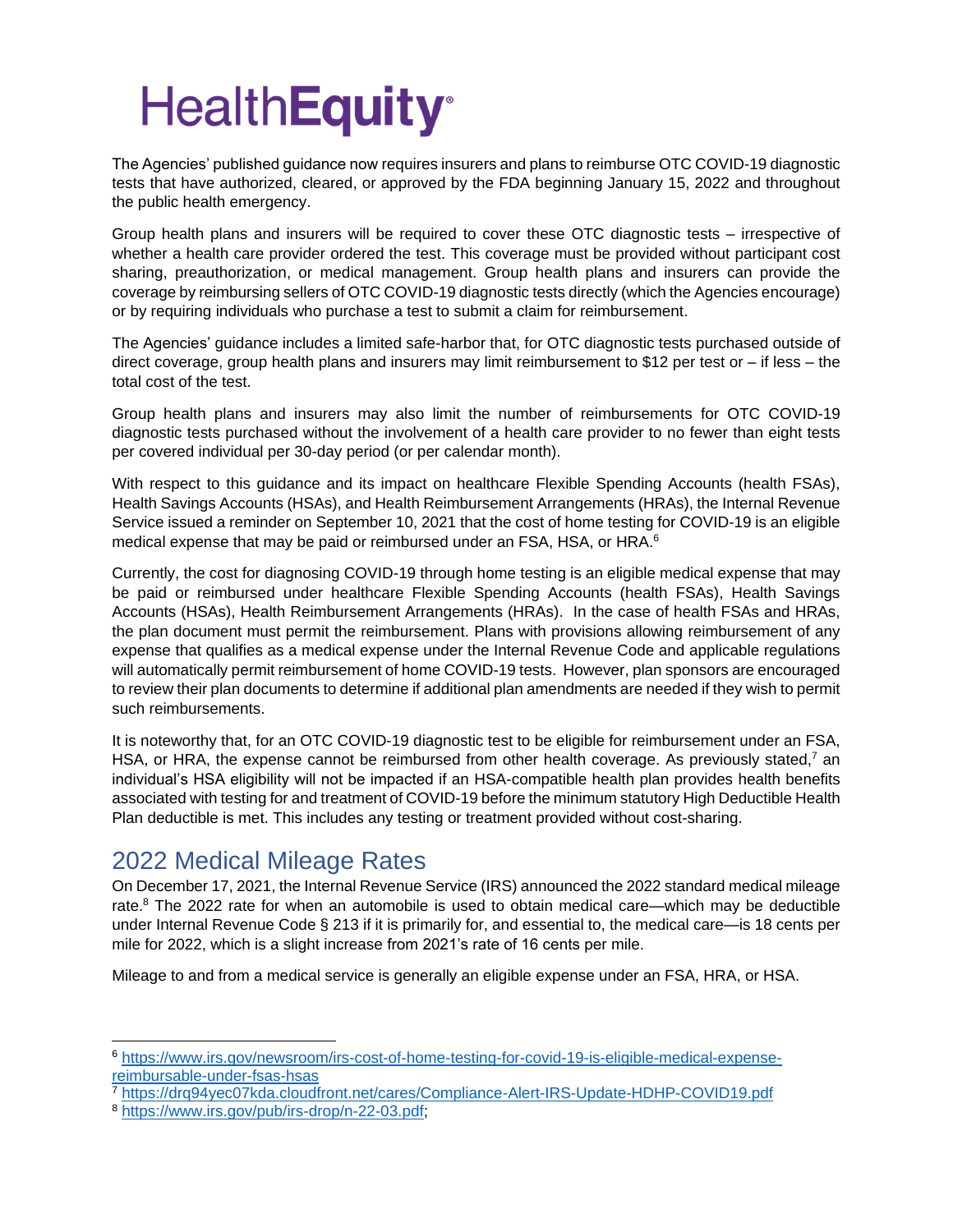The Agencies' published guidance now requires insurers and plans to reimburse OTC COVID-19 diagnostic tests that have authorized, cleared, or approved by the FDA beginning January 15, 2022 and throughout the public health emergency.

Group health plans and insurers will be required to cover these OTC diagnostic tests – irrespective of whether a health care provider ordered the test. This coverage must be provided without participant cost sharing, preauthorization, or medical management. Group health plans and insurers can provide the coverage by reimbursing sellers of OTC COVID-19 diagnostic tests directly (which the Agencies encourage) or by requiring individuals who purchase a test to submit a claim for reimbursement.

The Agencies' guidance includes a limited safe-harbor that, for OTC diagnostic tests purchased outside of direct coverage, group health plans and insurers may limit reimbursement to $12 per test or – if less – the total cost of the test.

Group health plans and insurers may also limit the number of reimbursements for OTC COVID-19 diagnostic tests purchased without the involvement of a health care provider to no fewer than eight tests per covered individual per 30-day period (or per calendar month).

With respect to this guidance and its impact on healthcare Flexible Spending Accounts (health FSAs), Health Savings Accounts (HSAs), and Health Reimbursement Arrangements (HRAs), the Internal Revenue Service issued a reminder on September 10, 2021 that the cost of home testing for COVID-19 is an eligible medical expense that may be paid or reimbursed under an FSA, HSA, or HRA.[6]

Currently, the cost for diagnosing COVID-19 through home testing is an eligible medical expense that may be paid or reimbursed under healthcare Flexible Spending Accounts (health FSAs), Health Savings Accounts (HSAs), Health Reimbursement Arrangements (HRAs). In the case of health FSAs and HRAs, the plan document must permit the reimbursement. Plans with provisions allowing reimbursement of any expense that qualifies as a medical expense under the Internal Revenue Code and applicable regulations will automatically permit reimbursement of home COVID-19 tests. However, plan sponsors are encouraged to review their plan documents to determine if additional plan amendments are needed if they wish to permit such reimbursements.

It is noteworthy that, for an OTC COVID-19 diagnostic test to be eligible for reimbursement under an FSA, HSA, or HRA, the expense cannot be reimbursed from other health coverage. As previously stated,[7] an individual's HSA eligibility will not be impacted if an HSA-compatible health plan provides health benefits associated with testing for and treatment of COVID-19 before the minimum statutory High Deductible Health Plan deductible is met. This includes any testing or treatment provided without cost-sharing.

## 2022 Medical Mileage Rates

On December 17, 2021, the Internal Revenue Service (IRS) announced the 2022 standard medical mileage rate.[8] The 2022 rate for when an automobile is used to obtain medical care—which may be deductible under Internal Revenue Code § 213 if it is primarily for, and essential to, the medical care—is 18 cents per mile for 2022, which is a slight increase from 2021's rate of 16 cents per mile.

Mileage to and from a medical service is generally an eligible expense under an FSA, HRA, or HSA.

---

[6] https://www.irs.gov/newsroom/irs-cost-of-home-testing-for-covid-19-is-eligible-medical-expense-reimbursable-under-fsas-hsas

[7] https://drq94yec07kda.cloudfront.net/cares/Compliance-Alert-IRS-Update-HDHP-COVID19.pdf

[8] https://www.irs.gov/pub/irs-drop/n-22-03.pdf;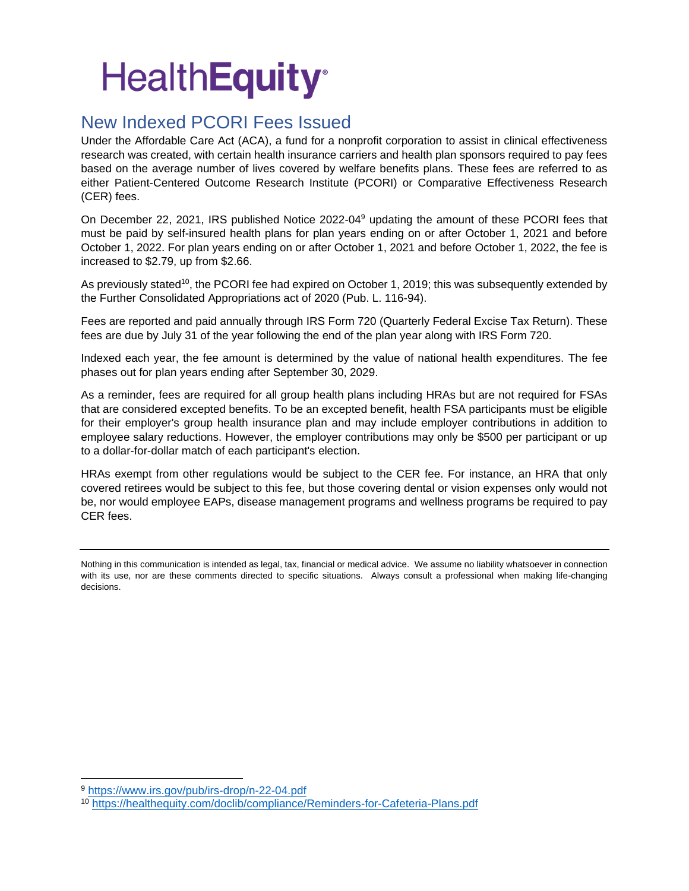# HealthEquity

## New Indexed PCORI Fees Issued

Under the Affordable Care Act (ACA), a fund for a nonprofit corporation to assist in clinical effectiveness research was created, with certain health insurance carriers and health plan sponsors required to pay fees based on the average number of lives covered by welfare benefits plans. These fees are referred to as either Patient-Centered Outcome Research Institute (PCORI) or Comparative Effectiveness Research (CER) fees.

On December 22, 2021, IRS published Notice 2022-04[9] updating the amount of these PCORI fees that must be paid by self-insured health plans for plan years ending on or after October 1, 2021 and before October 1, 2022. For plan years ending on or after October 1, 2021 and before October 1, 2022, the fee is increased to $2.79, up from $2.66.

As previously stated[10], the PCORI fee had expired on October 1, 2019; this was subsequently extended by the Further Consolidated Appropriations act of 2020 (Pub. L. 116-94).

Fees are reported and paid annually through IRS Form 720 (Quarterly Federal Excise Tax Return). These fees are due by July 31 of the year following the end of the plan year along with IRS Form 720.

Indexed each year, the fee amount is determined by the value of national health expenditures. The fee phases out for plan years ending after September 30, 2029.

As a reminder, fees are required for all group health plans including HRAs but are not required for FSAs that are considered excepted benefits. To be an excepted benefit, health FSA participants must be eligible for their employer's group health insurance plan and may include employer contributions in addition to employee salary reductions. However, the employer contributions may only be $500 per participant or up to a dollar-for-dollar match of each participant's election.

HRAs exempt from other regulations would be subject to the CER fee. For instance, an HRA that only covered retirees would be subject to this fee, but those covering dental or vision expenses only would not be, nor would employee EAPs, disease management programs and wellness programs be required to pay CER fees.

---

Nothing in this communication is intended as legal, tax, financial or medical advice. We assume no liability whatsoever in connection with its use, nor are these comments directed to specific situations. Always consult a professional when making life-changing decisions.

---

[9] https://www.irs.gov/pub/irs-drop/n-22-04.pdf

[10] https://healthequity.com/doclib/compliance/Reminders-for-Cafeteria-Plans.pdf